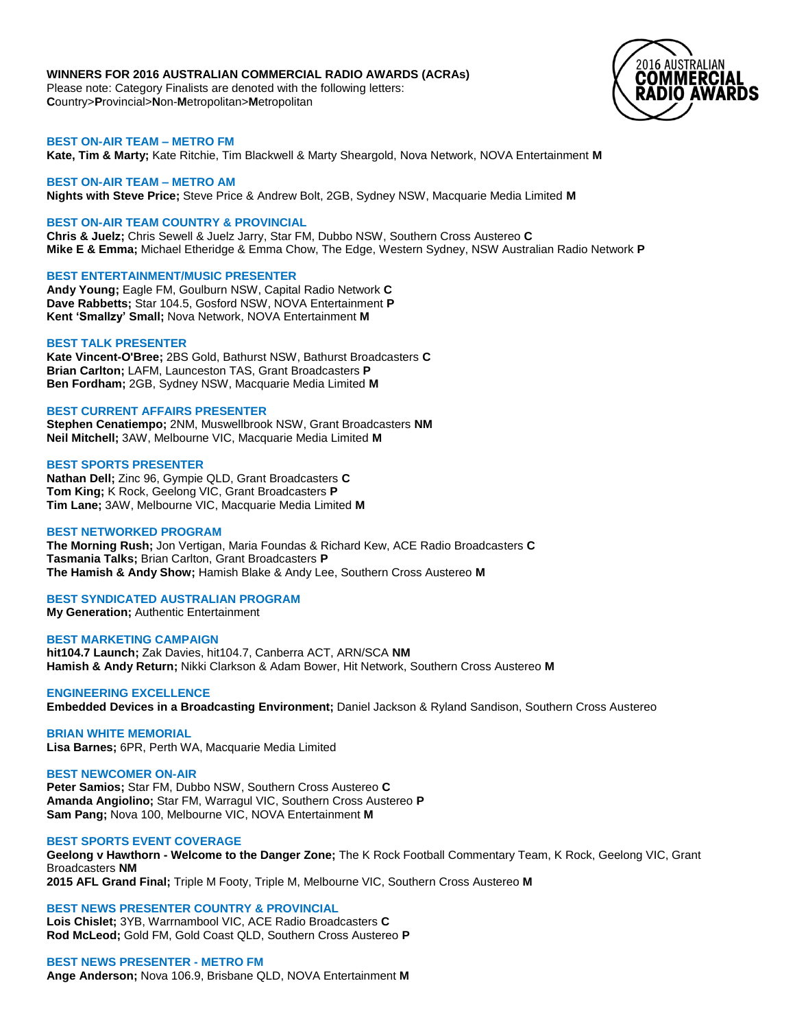**WINNERS FOR 2016 AUSTRALIAN COMMERCIAL RADIO AWARDS (ACRAs)**
Please note: Category Finalists are denoted with the following letters:
**C**ountry>**P**rovincial>**N**on-**M**etropolitan>**M**etropolitan

### BEST ON-AIR TEAM – METRO FM
**Kate, Tim & Marty;** Kate Ritchie, Tim Blackwell & Marty Sheargold, Nova Network, NOVA Entertainment **M**

### BEST ON-AIR TEAM – METRO AM
**Nights with Steve Price;** Steve Price & Andrew Bolt, 2GB, Sydney NSW, Macquarie Media Limited **M**

### BEST ON-AIR TEAM COUNTRY & PROVINCIAL
**Chris & Juelz;** Chris Sewell & Juelz Jarry, Star FM, Dubbo NSW, Southern Cross Austereo **C**
**Mike E & Emma;** Michael Etheridge & Emma Chow, The Edge, Western Sydney, NSW Australian Radio Network **P**

### BEST ENTERTAINMENT/MUSIC PRESENTER
**Andy Young;** Eagle FM, Goulburn NSW, Capital Radio Network **C**
**Dave Rabbetts;** Star 104.5, Gosford NSW, NOVA Entertainment **P**
**Kent 'Smallzy' Small;** Nova Network, NOVA Entertainment **M**

### BEST TALK PRESENTER
**Kate Vincent-O'Bree;** 2BS Gold, Bathurst NSW, Bathurst Broadcasters **C**
**Brian Carlton;** LAFM, Launceston TAS, Grant Broadcasters **P**
**Ben Fordham;** 2GB, Sydney NSW, Macquarie Media Limited **M**

### BEST CURRENT AFFAIRS PRESENTER
**Stephen Cenatiempo;** 2NM, Muswellbrook NSW, Grant Broadcasters **NM**
**Neil Mitchell;** 3AW, Melbourne VIC, Macquarie Media Limited **M**

### BEST SPORTS PRESENTER
**Nathan Dell;** Zinc 96, Gympie QLD, Grant Broadcasters **C**
**Tom King;** K Rock, Geelong VIC, Grant Broadcasters **P**
**Tim Lane;** 3AW, Melbourne VIC, Macquarie Media Limited **M**

### BEST NETWORKED PROGRAM
**The Morning Rush;** Jon Vertigan, Maria Foundas & Richard Kew, ACE Radio Broadcasters **C**
**Tasmania Talks;** Brian Carlton, Grant Broadcasters **P**
**The Hamish & Andy Show;** Hamish Blake & Andy Lee, Southern Cross Austereo **M**

### BEST SYNDICATED AUSTRALIAN PROGRAM
**My Generation;** Authentic Entertainment

### BEST MARKETING CAMPAIGN
**hit104.7 Launch;** Zak Davies, hit104.7, Canberra ACT, ARN/SCA **NM**
**Hamish & Andy Return;** Nikki Clarkson & Adam Bower, Hit Network, Southern Cross Austereo **M**

### ENGINEERING EXCELLENCE
**Embedded Devices in a Broadcasting Environment;** Daniel Jackson & Ryland Sandison, Southern Cross Austereo

### BRIAN WHITE MEMORIAL
**Lisa Barnes;** 6PR, Perth WA, Macquarie Media Limited

### BEST NEWCOMER ON-AIR
**Peter Samios;** Star FM, Dubbo NSW, Southern Cross Austereo **C**
**Amanda Angiolino;** Star FM, Warragul VIC, Southern Cross Austereo **P**
**Sam Pang;** Nova 100, Melbourne VIC, NOVA Entertainment **M**

### BEST SPORTS EVENT COVERAGE
**Geelong v Hawthorn - Welcome to the Danger Zone;** The K Rock Football Commentary Team, K Rock, Geelong VIC, Grant Broadcasters **NM**
**2015 AFL Grand Final;** Triple M Footy, Triple M, Melbourne VIC, Southern Cross Austereo **M**

### BEST NEWS PRESENTER COUNTRY & PROVINCIAL
**Lois Chislet;** 3YB, Warrnambool VIC, ACE Radio Broadcasters **C**
**Rod McLeod;** Gold FM, Gold Coast QLD, Southern Cross Austereo **P**

### BEST NEWS PRESENTER - METRO FM
**Ange Anderson;** Nova 106.9, Brisbane QLD, NOVA Entertainment **M**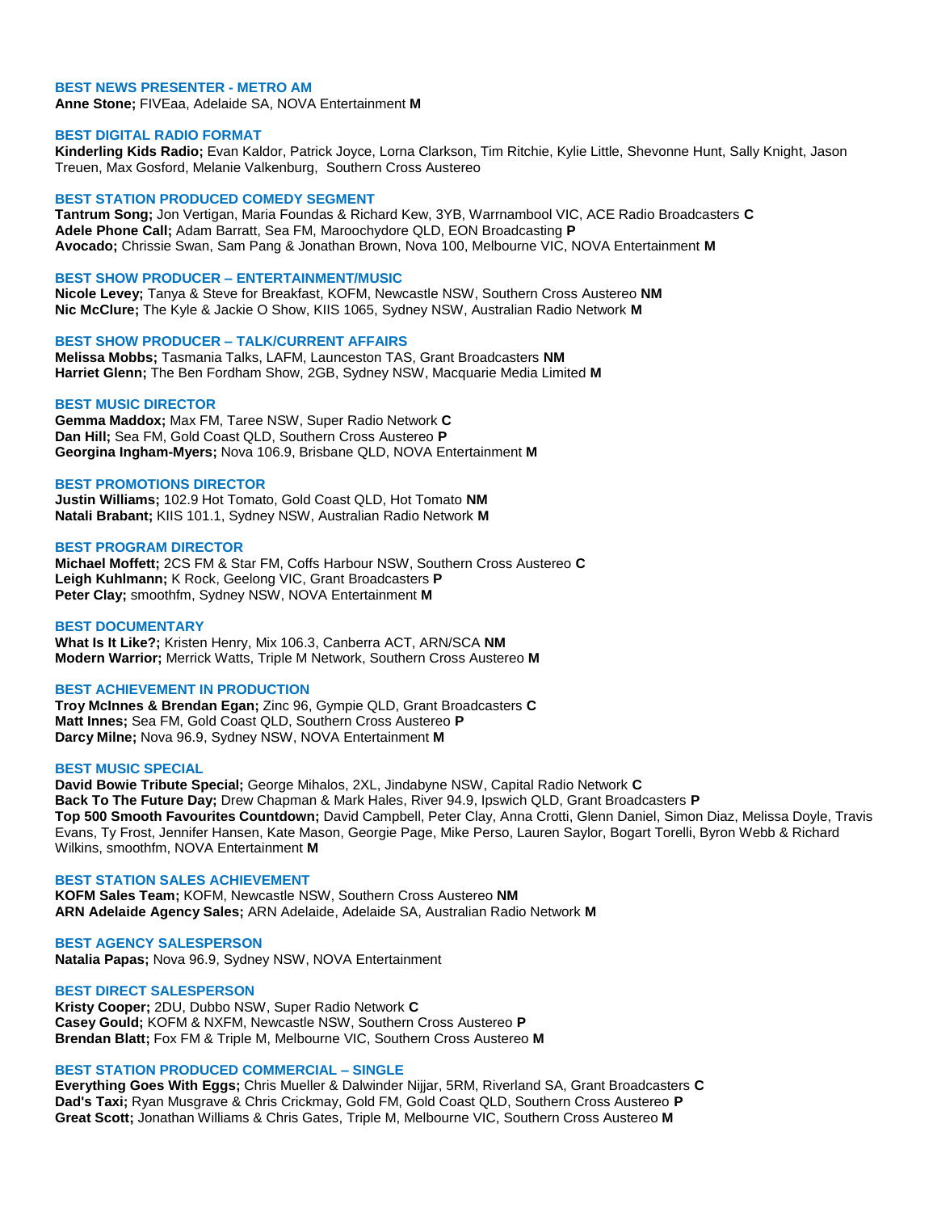### BEST NEWS PRESENTER - METRO AM

**Anne Stone;** FIVEaa, Adelaide SA, NOVA Entertainment **M**

### BEST DIGITAL RADIO FORMAT

**Kinderling Kids Radio;** Evan Kaldor, Patrick Joyce, Lorna Clarkson, Tim Ritchie, Kylie Little, Shevonne Hunt, Sally Knight, Jason Treuen, Max Gosford, Melanie Valkenburg, Southern Cross Austereo

### BEST STATION PRODUCED COMEDY SEGMENT

**Tantrum Song;** Jon Vertigan, Maria Foundas & Richard Kew, 3YB, Warrnambool VIC, ACE Radio Broadcasters **C**
**Adele Phone Call;** Adam Barratt, Sea FM, Maroochydore QLD, EON Broadcasting **P**
**Avocado;** Chrissie Swan, Sam Pang & Jonathan Brown, Nova 100, Melbourne VIC, NOVA Entertainment **M**

### BEST SHOW PRODUCER – ENTERTAINMENT/MUSIC

**Nicole Levey;** Tanya & Steve for Breakfast, KOFM, Newcastle NSW, Southern Cross Austereo **NM**
**Nic McClure;** The Kyle & Jackie O Show, KIIS 1065, Sydney NSW, Australian Radio Network **M**

### BEST SHOW PRODUCER – TALK/CURRENT AFFAIRS

**Melissa Mobbs;** Tasmania Talks, LAFM, Launceston TAS, Grant Broadcasters **NM**
**Harriet Glenn;** The Ben Fordham Show, 2GB, Sydney NSW, Macquarie Media Limited **M**

### BEST MUSIC DIRECTOR

**Gemma Maddox;** Max FM, Taree NSW, Super Radio Network **C**
**Dan Hill;** Sea FM, Gold Coast QLD, Southern Cross Austereo **P**
**Georgina Ingham-Myers;** Nova 106.9, Brisbane QLD, NOVA Entertainment **M**

### BEST PROMOTIONS DIRECTOR

**Justin Williams;** 102.9 Hot Tomato, Gold Coast QLD, Hot Tomato **NM**
**Natali Brabant;** KIIS 101.1, Sydney NSW, Australian Radio Network **M**

### BEST PROGRAM DIRECTOR

**Michael Moffett;** 2CS FM & Star FM, Coffs Harbour NSW, Southern Cross Austereo **C**
**Leigh Kuhlmann;** K Rock, Geelong VIC, Grant Broadcasters **P**
**Peter Clay;** smoothfm, Sydney NSW, NOVA Entertainment **M**

### BEST DOCUMENTARY

**What Is It Like?;** Kristen Henry, Mix 106.3, Canberra ACT, ARN/SCA **NM**
**Modern Warrior;** Merrick Watts, Triple M Network, Southern Cross Austereo **M**

### BEST ACHIEVEMENT IN PRODUCTION

**Troy McInnes & Brendan Egan;** Zinc 96, Gympie QLD, Grant Broadcasters **C**
**Matt Innes;** Sea FM, Gold Coast QLD, Southern Cross Austereo **P**
**Darcy Milne;** Nova 96.9, Sydney NSW, NOVA Entertainment **M**

### BEST MUSIC SPECIAL

**David Bowie Tribute Special;** George Mihalos, 2XL, Jindabyne NSW, Capital Radio Network **C**
**Back To The Future Day;** Drew Chapman & Mark Hales, River 94.9, Ipswich QLD, Grant Broadcasters **P**
**Top 500 Smooth Favourites Countdown;** David Campbell, Peter Clay, Anna Crotti, Glenn Daniel, Simon Diaz, Melissa Doyle, Travis Evans, Ty Frost, Jennifer Hansen, Kate Mason, Georgie Page, Mike Perso, Lauren Saylor, Bogart Torelli, Byron Webb & Richard Wilkins, smoothfm, NOVA Entertainment **M**

### BEST STATION SALES ACHIEVEMENT

**KOFM Sales Team;** KOFM, Newcastle NSW, Southern Cross Austereo **NM**
**ARN Adelaide Agency Sales;** ARN Adelaide, Adelaide SA, Australian Radio Network **M**

### BEST AGENCY SALESPERSON

**Natalia Papas;** Nova 96.9, Sydney NSW, NOVA Entertainment

### BEST DIRECT SALESPERSON

**Kristy Cooper;** 2DU, Dubbo NSW, Super Radio Network **C**
**Casey Gould;** KOFM & NXFM, Newcastle NSW, Southern Cross Austereo **P**
**Brendan Blatt;** Fox FM & Triple M, Melbourne VIC, Southern Cross Austereo **M**

### BEST STATION PRODUCED COMMERCIAL – SINGLE

**Everything Goes With Eggs;** Chris Mueller & Dalwinder Nijjar, 5RM, Riverland SA, Grant Broadcasters **C**
**Dad's Taxi;** Ryan Musgrave & Chris Crickmay, Gold FM, Gold Coast QLD, Southern Cross Austereo **P**
**Great Scott;** Jonathan Williams & Chris Gates, Triple M, Melbourne VIC, Southern Cross Austereo **M**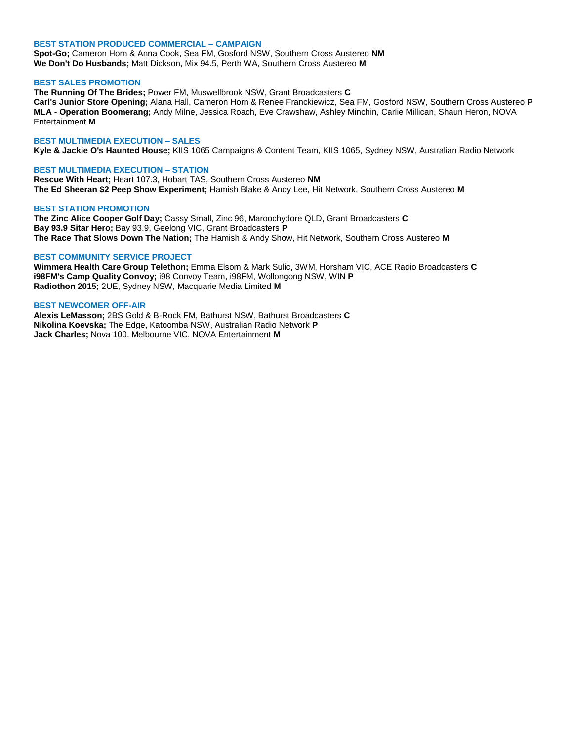### BEST STATION PRODUCED COMMERCIAL – CAMPAIGN

**Spot-Go;** Cameron Horn & Anna Cook, Sea FM, Gosford NSW, Southern Cross Austereo **NM**
**We Don't Do Husbands;** Matt Dickson, Mix 94.5, Perth WA, Southern Cross Austereo **M**

### BEST SALES PROMOTION

**The Running Of The Brides;** Power FM, Muswellbrook NSW, Grant Broadcasters **C**
**Carl's Junior Store Opening;** Alana Hall, Cameron Horn & Renee Franckiewicz, Sea FM, Gosford NSW, Southern Cross Austereo **P**
**MLA - Operation Boomerang;** Andy Milne, Jessica Roach, Eve Crawshaw, Ashley Minchin, Carlie Millican, Shaun Heron, NOVA Entertainment **M**

### BEST MULTIMEDIA EXECUTION – SALES

**Kyle & Jackie O's Haunted House;** KIIS 1065 Campaigns & Content Team, KIIS 1065, Sydney NSW, Australian Radio Network

### BEST MULTIMEDIA EXECUTION – STATION

**Rescue With Heart;** Heart 107.3, Hobart TAS, Southern Cross Austereo **NM**
**The Ed Sheeran $2 Peep Show Experiment;** Hamish Blake & Andy Lee, Hit Network, Southern Cross Austereo **M**

### BEST STATION PROMOTION

**The Zinc Alice Cooper Golf Day;** Cassy Small, Zinc 96, Maroochydore QLD, Grant Broadcasters **C**
**Bay 93.9 Sitar Hero;** Bay 93.9, Geelong VIC, Grant Broadcasters **P**
**The Race That Slows Down The Nation;** The Hamish & Andy Show, Hit Network, Southern Cross Austereo **M**

### BEST COMMUNITY SERVICE PROJECT

**Wimmera Health Care Group Telethon;** Emma Elsom & Mark Sulic, 3WM, Horsham VIC, ACE Radio Broadcasters **C**
**i98FM's Camp Quality Convoy;** i98 Convoy Team, i98FM, Wollongong NSW, WIN **P**
**Radiothon 2015;** 2UE, Sydney NSW, Macquarie Media Limited **M**

### BEST NEWCOMER OFF-AIR

**Alexis LeMasson;** 2BS Gold & B-Rock FM, Bathurst NSW, Bathurst Broadcasters **C**
**Nikolina Koevska;** The Edge, Katoomba NSW, Australian Radio Network **P**
**Jack Charles;** Nova 100, Melbourne VIC, NOVA Entertainment **M**